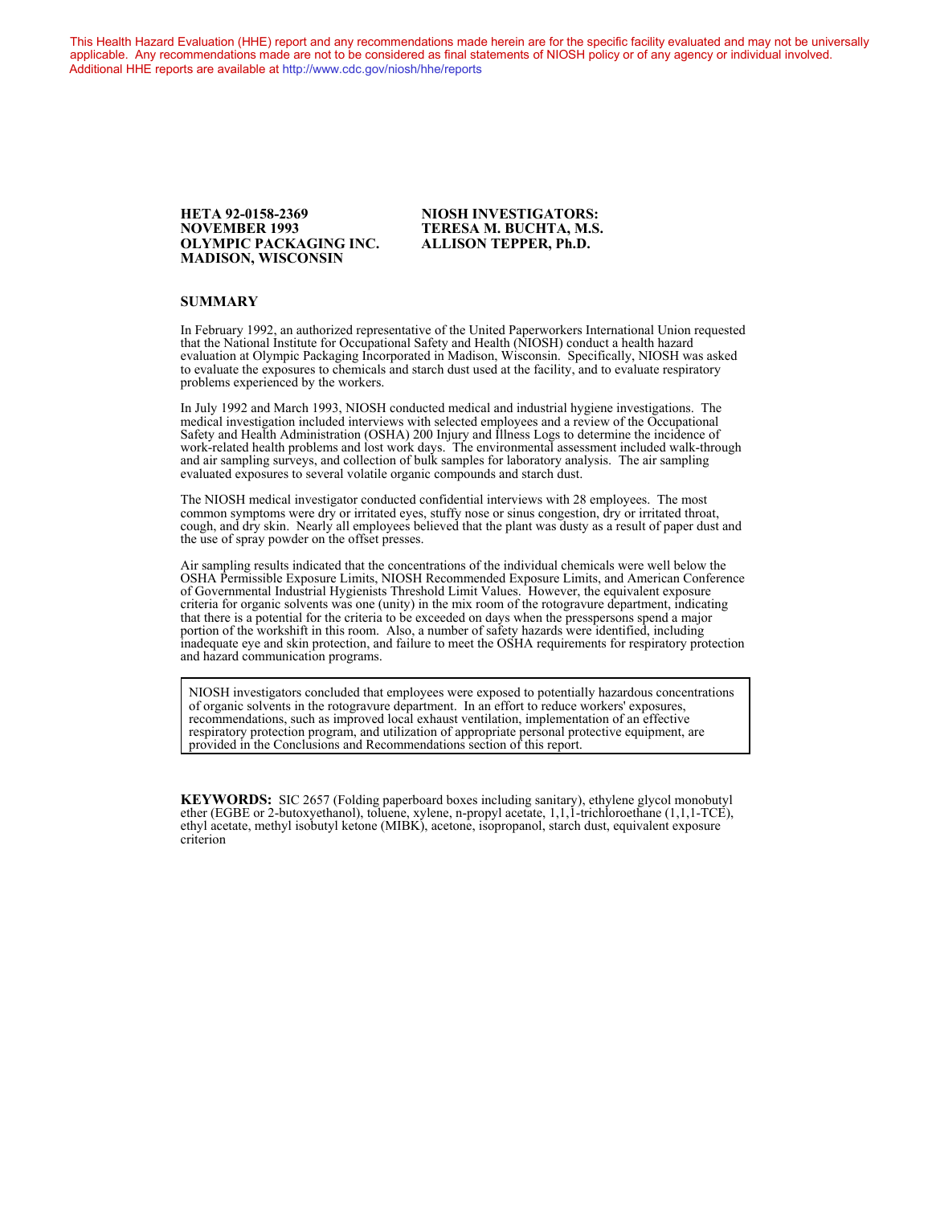This Health Hazard Evaluation (HHE) report and any recommendations made herein are for the specific facility evaluated and may not be universally applicable. Any recommendations made are not to be considered as final statements of NIOSH policy or of any agency or individual involved. Additional HHE reports are available at http://www.cdc.gov/niosh/hhe/reports

**HETA 92-0158-2369**
**NOVEMBER 1993**
**OLYMPIC PACKAGING INC.**
**MADISON, WISCONSIN**

**NIOSH INVESTIGATORS:**
**TERESA M. BUCHTA, M.S.**
**ALLISON TEPPER, Ph.D.**

## SUMMARY

In February 1992, an authorized representative of the United Paperworkers International Union requested that the National Institute for Occupational Safety and Health (NIOSH) conduct a health hazard evaluation at Olympic Packaging Incorporated in Madison, Wisconsin. Specifically, NIOSH was asked to evaluate the exposures to chemicals and starch dust used at the facility, and to evaluate respiratory problems experienced by the workers.

In July 1992 and March 1993, NIOSH conducted medical and industrial hygiene investigations. The medical investigation included interviews with selected employees and a review of the Occupational Safety and Health Administration (OSHA) 200 Injury and Illness Logs to determine the incidence of work-related health problems and lost work days. The environmental assessment included walk-through and air sampling surveys, and collection of bulk samples for laboratory analysis. The air sampling evaluated exposures to several volatile organic compounds and starch dust.

The NIOSH medical investigator conducted confidential interviews with 28 employees. The most common symptoms were dry or irritated eyes, stuffy nose or sinus congestion, dry or irritated throat, cough, and dry skin. Nearly all employees believed that the plant was dusty as a result of paper dust and the use of spray powder on the offset presses.

Air sampling results indicated that the concentrations of the individual chemicals were well below the OSHA Permissible Exposure Limits, NIOSH Recommended Exposure Limits, and American Conference of Governmental Industrial Hygienists Threshold Limit Values. However, the equivalent exposure criteria for organic solvents was one (unity) in the mix room of the rotogravure department, indicating that there is a potential for the criteria to be exceeded on days when the presspersons spend a major portion of the workshift in this room. Also, a number of safety hazards were identified, including inadequate eye and skin protection, and failure to meet the OSHA requirements for respiratory protection and hazard communication programs.

> NIOSH investigators concluded that employees were exposed to potentially hazardous concentrations of organic solvents in the rotogravure department. In an effort to reduce workers' exposures, recommendations, such as improved local exhaust ventilation, implementation of an effective respiratory protection program, and utilization of appropriate personal protective equipment, are provided in the Conclusions and Recommendations section of this report.

**KEYWORDS:** SIC 2657 (Folding paperboard boxes including sanitary), ethylene glycol monobutyl ether (EGBE or 2-butoxyethanol), toluene, xylene, n-propyl acetate, 1,1,1-trichloroethane (1,1,1-TCE), ethyl acetate, methyl isobutyl ketone (MIBK), acetone, isopropanol, starch dust, equivalent exposure criterion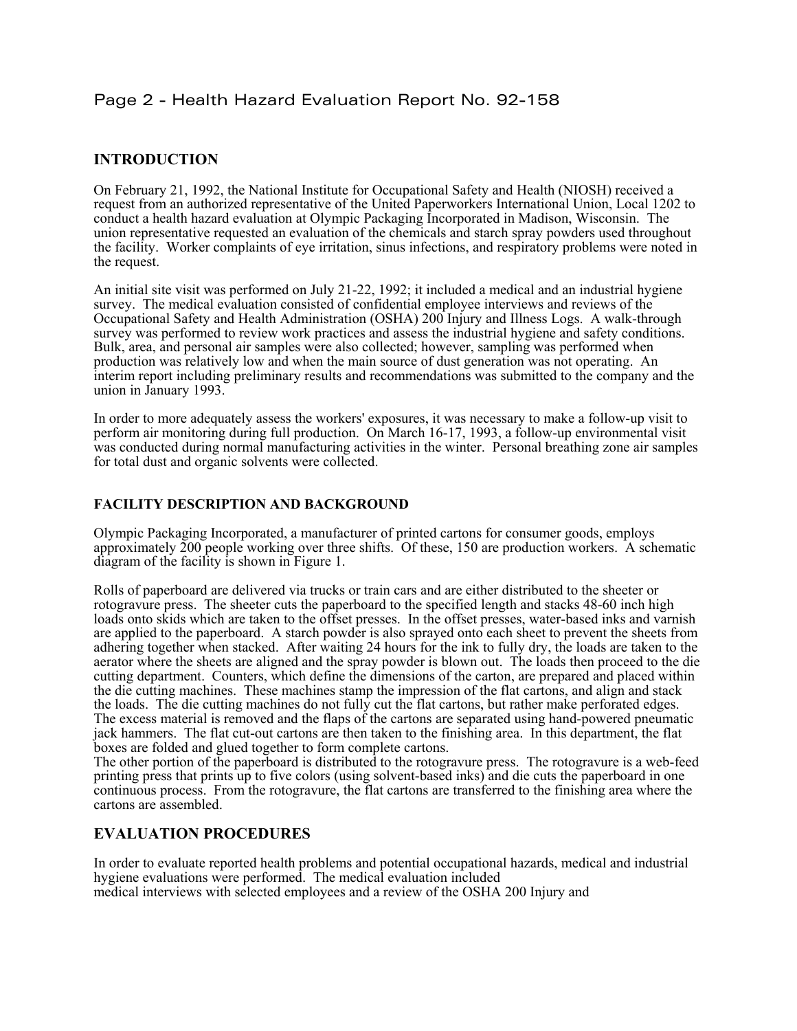## INTRODUCTION

On February 21, 1992, the National Institute for Occupational Safety and Health (NIOSH) received a request from an authorized representative of the United Paperworkers International Union, Local 1202 to conduct a health hazard evaluation at Olympic Packaging Incorporated in Madison, Wisconsin. The union representative requested an evaluation of the chemicals and starch spray powders used throughout the facility. Worker complaints of eye irritation, sinus infections, and respiratory problems were noted in the request.

An initial site visit was performed on July 21-22, 1992; it included a medical and an industrial hygiene survey. The medical evaluation consisted of confidential employee interviews and reviews of the Occupational Safety and Health Administration (OSHA) 200 Injury and Illness Logs. A walk-through survey was performed to review work practices and assess the industrial hygiene and safety conditions. Bulk, area, and personal air samples were also collected; however, sampling was performed when production was relatively low and when the main source of dust generation was not operating. An interim report including preliminary results and recommendations was submitted to the company and the union in January 1993.

In order to more adequately assess the workers' exposures, it was necessary to make a follow-up visit to perform air monitoring during full production. On March 16-17, 1993, a follow-up environmental visit was conducted during normal manufacturing activities in the winter. Personal breathing zone air samples for total dust and organic solvents were collected.

### FACILITY DESCRIPTION AND BACKGROUND

Olympic Packaging Incorporated, a manufacturer of printed cartons for consumer goods, employs approximately 200 people working over three shifts. Of these, 150 are production workers. A schematic diagram of the facility is shown in Figure 1.

Rolls of paperboard are delivered via trucks or train cars and are either distributed to the sheeter or rotogravure press. The sheeter cuts the paperboard to the specified length and stacks 48-60 inch high loads onto skids which are taken to the offset presses. In the offset presses, water-based inks and varnish are applied to the paperboard. A starch powder is also sprayed onto each sheet to prevent the sheets from adhering together when stacked. After waiting 24 hours for the ink to fully dry, the loads are taken to the aerator where the sheets are aligned and the spray powder is blown out. The loads then proceed to the die cutting department. Counters, which define the dimensions of the carton, are prepared and placed within the die cutting machines. These machines stamp the impression of the flat cartons, and align and stack the loads. The die cutting machines do not fully cut the flat cartons, but rather make perforated edges. The excess material is removed and the flaps of the cartons are separated using hand-powered pneumatic jack hammers. The flat cut-out cartons are then taken to the finishing area. In this department, the flat boxes are folded and glued together to form complete cartons.

The other portion of the paperboard is distributed to the rotogravure press. The rotogravure is a web-feed printing press that prints up to five colors (using solvent-based inks) and die cuts the paperboard in one continuous process. From the rotogravure, the flat cartons are transferred to the finishing area where the cartons are assembled.

## EVALUATION PROCEDURES

In order to evaluate reported health problems and potential occupational hazards, medical and industrial hygiene evaluations were performed. The medical evaluation included medical interviews with selected employees and a review of the OSHA 200 Injury and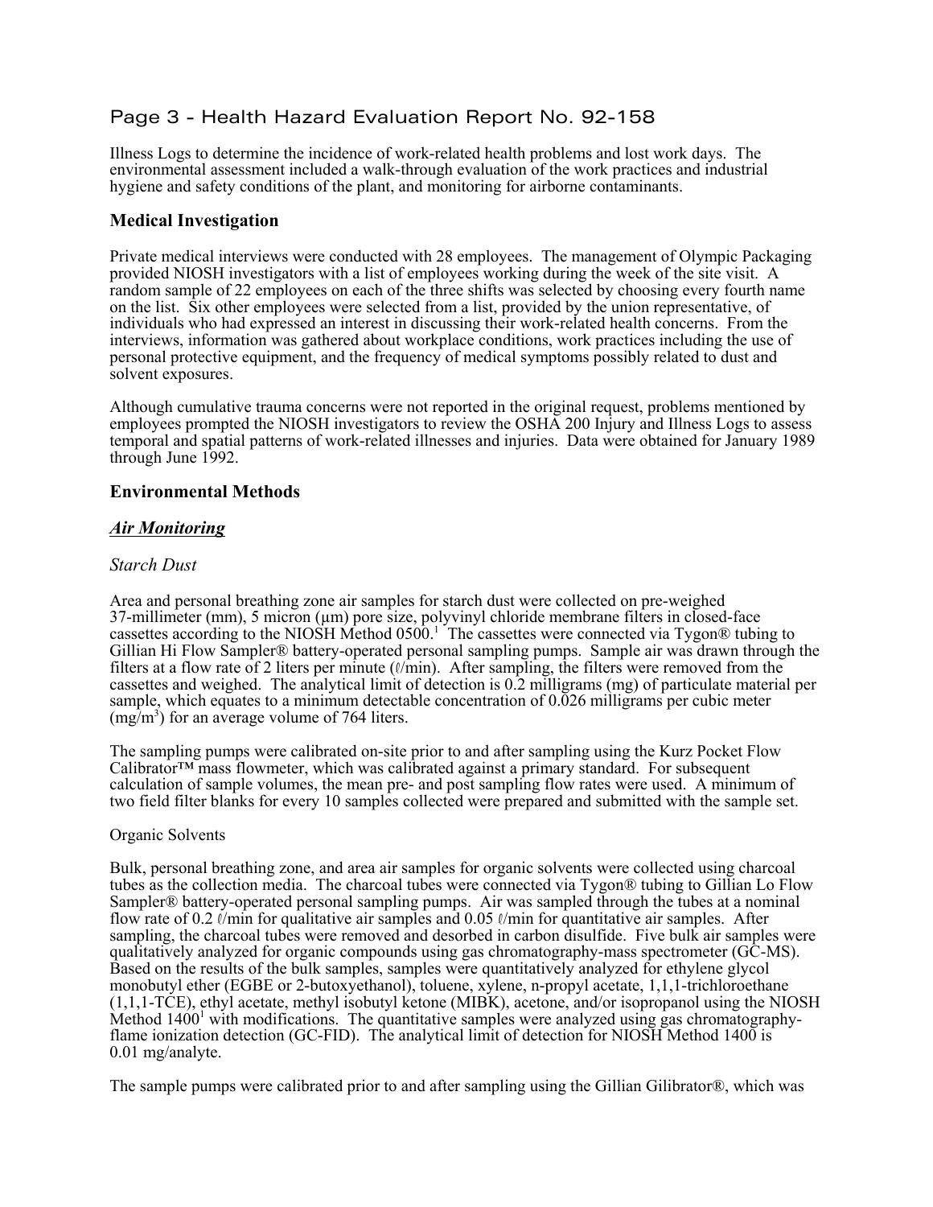Illness Logs to determine the incidence of work-related health problems and lost work days. The environmental assessment included a walk-through evaluation of the work practices and industrial hygiene and safety conditions of the plant, and monitoring for airborne contaminants.

## Medical Investigation

Private medical interviews were conducted with 28 employees. The management of Olympic Packaging provided NIOSH investigators with a list of employees working during the week of the site visit. A random sample of 22 employees on each of the three shifts was selected by choosing every fourth name on the list. Six other employees were selected from a list, provided by the union representative, of individuals who had expressed an interest in discussing their work-related health concerns. From the interviews, information was gathered about workplace conditions, work practices including the use of personal protective equipment, and the frequency of medical symptoms possibly related to dust and solvent exposures.

Although cumulative trauma concerns were not reported in the original request, problems mentioned by employees prompted the NIOSH investigators to review the OSHA 200 Injury and Illness Logs to assess temporal and spatial patterns of work-related illnesses and injuries. Data were obtained for January 1989 through June 1992.

## Environmental Methods

### ***Air Monitoring***

#### *Starch Dust*

Area and personal breathing zone air samples for starch dust were collected on pre-weighed 37-millimeter (mm), 5 micron (μm) pore size, polyvinyl chloride membrane filters in closed-face cassettes according to the NIOSH Method 0500.[1] The cassettes were connected via Tygon® tubing to Gillian Hi Flow Sampler® battery-operated personal sampling pumps. Sample air was drawn through the filters at a flow rate of 2 liters per minute (ℓ/min). After sampling, the filters were removed from the cassettes and weighed. The analytical limit of detection is 0.2 milligrams (mg) of particulate material per sample, which equates to a minimum detectable concentration of 0.026 milligrams per cubic meter ($mg/m^3$) for an average volume of 764 liters.

The sampling pumps were calibrated on-site prior to and after sampling using the Kurz Pocket Flow Calibrator™ mass flowmeter, which was calibrated against a primary standard. For subsequent calculation of sample volumes, the mean pre- and post sampling flow rates were used. A minimum of two field filter blanks for every 10 samples collected were prepared and submitted with the sample set.

#### Organic Solvents

Bulk, personal breathing zone, and area air samples for organic solvents were collected using charcoal tubes as the collection media. The charcoal tubes were connected via Tygon® tubing to Gillian Lo Flow Sampler® battery-operated personal sampling pumps. Air was sampled through the tubes at a nominal flow rate of 0.2 ℓ/min for qualitative air samples and 0.05 ℓ/min for quantitative air samples. After sampling, the charcoal tubes were removed and desorbed in carbon disulfide. Five bulk air samples were qualitatively analyzed for organic compounds using gas chromatography-mass spectrometer (GC-MS). Based on the results of the bulk samples, samples were quantitatively analyzed for ethylene glycol monobutyl ether (EGBE or 2-butoxyethanol), toluene, xylene, n-propyl acetate, 1,1,1-trichloroethane (1,1,1-TCE), ethyl acetate, methyl isobutyl ketone (MIBK), acetone, and/or isopropanol using the NIOSH Method 1400[1] with modifications. The quantitative samples were analyzed using gas chromatography-flame ionization detection (GC-FID). The analytical limit of detection for NIOSH Method 1400 is 0.01 mg/analyte.

The sample pumps were calibrated prior to and after sampling using the Gillian Gilibrator®, which was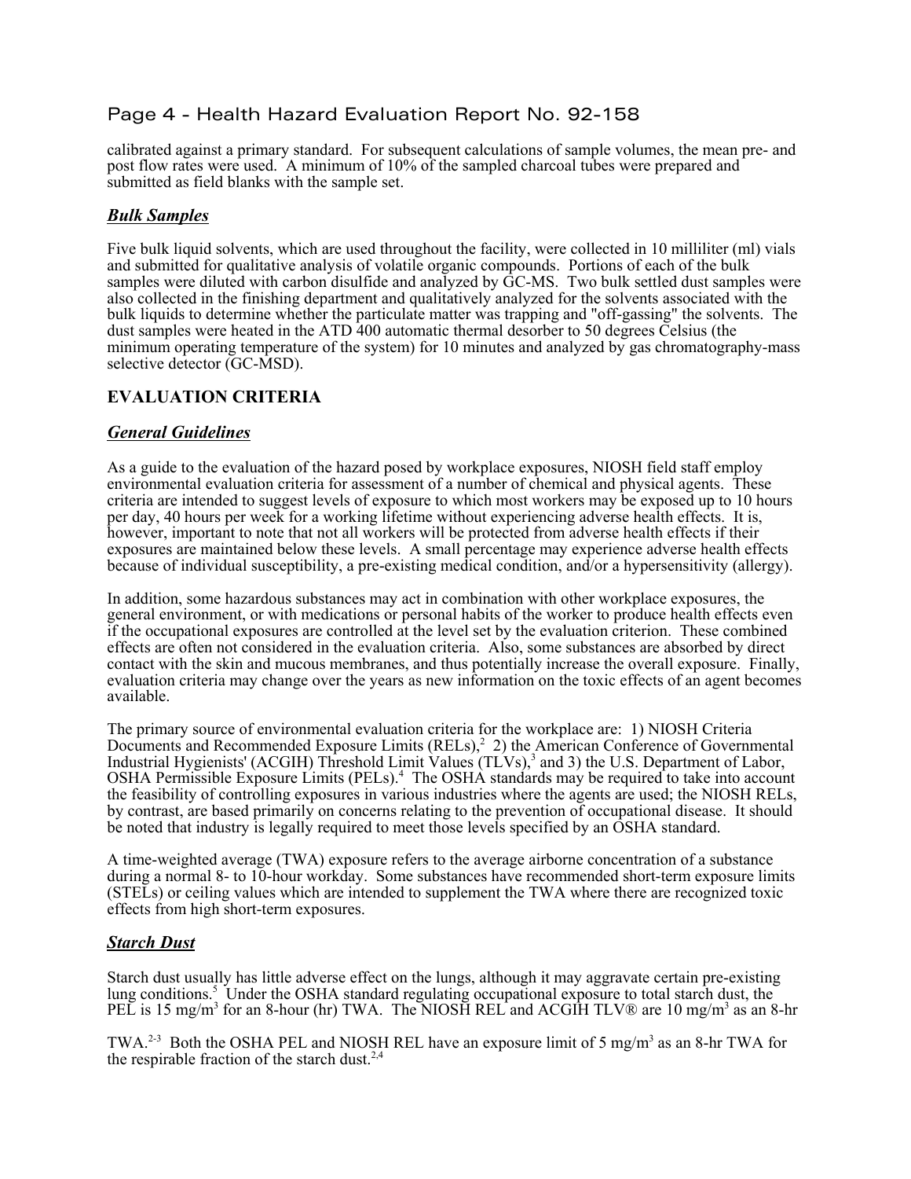calibrated against a primary standard. For subsequent calculations of sample volumes, the mean pre- and post flow rates were used. A minimum of 10% of the sampled charcoal tubes were prepared and submitted as field blanks with the sample set.

### ***Bulk Samples***

Five bulk liquid solvents, which are used throughout the facility, were collected in 10 milliliter (ml) vials and submitted for qualitative analysis of volatile organic compounds. Portions of each of the bulk samples were diluted with carbon disulfide and analyzed by GC-MS. Two bulk settled dust samples were also collected in the finishing department and qualitatively analyzed for the solvents associated with the bulk liquids to determine whether the particulate matter was trapping and "off-gassing" the solvents. The dust samples were heated in the ATD 400 automatic thermal desorber to 50 degrees Celsius (the minimum operating temperature of the system) for 10 minutes and analyzed by gas chromatography-mass selective detector (GC-MSD).

## **EVALUATION CRITERIA**

### ***General Guidelines***

As a guide to the evaluation of the hazard posed by workplace exposures, NIOSH field staff employ environmental evaluation criteria for assessment of a number of chemical and physical agents. These criteria are intended to suggest levels of exposure to which most workers may be exposed up to 10 hours per day, 40 hours per week for a working lifetime without experiencing adverse health effects. It is, however, important to note that not all workers will be protected from adverse health effects if their exposures are maintained below these levels. A small percentage may experience adverse health effects because of individual susceptibility, a pre-existing medical condition, and/or a hypersensitivity (allergy).

In addition, some hazardous substances may act in combination with other workplace exposures, the general environment, or with medications or personal habits of the worker to produce health effects even if the occupational exposures are controlled at the level set by the evaluation criterion. These combined effects are often not considered in the evaluation criteria. Also, some substances are absorbed by direct contact with the skin and mucous membranes, and thus potentially increase the overall exposure. Finally, evaluation criteria may change over the years as new information on the toxic effects of an agent becomes available.

The primary source of environmental evaluation criteria for the workplace are: 1) NIOSH Criteria Documents and Recommended Exposure Limits (RELs),[2] 2) the American Conference of Governmental Industrial Hygienists' (ACGIH) Threshold Limit Values (TLVs),[3] and 3) the U.S. Department of Labor, OSHA Permissible Exposure Limits (PELs).[4] The OSHA standards may be required to take into account the feasibility of controlling exposures in various industries where the agents are used; the NIOSH RELs, by contrast, are based primarily on concerns relating to the prevention of occupational disease. It should be noted that industry is legally required to meet those levels specified by an OSHA standard.

A time-weighted average (TWA) exposure refers to the average airborne concentration of a substance during a normal 8- to 10-hour workday. Some substances have recommended short-term exposure limits (STELs) or ceiling values which are intended to supplement the TWA where there are recognized toxic effects from high short-term exposures.

### ***Starch Dust***

Starch dust usually has little adverse effect on the lungs, although it may aggravate certain pre-existing lung conditions.[5] Under the OSHA standard regulating occupational exposure to total starch dust, the PEL is 15 mg/m$^3$ for an 8-hour (hr) TWA. The NIOSH REL and ACGIH TLV® are 10 mg/m$^3$ as an 8-hr TWA.[2-3] Both the OSHA PEL and NIOSH REL have an exposure limit of 5 mg/m$^3$ as an 8-hr TWA for the respirable fraction of the starch dust.[2,4]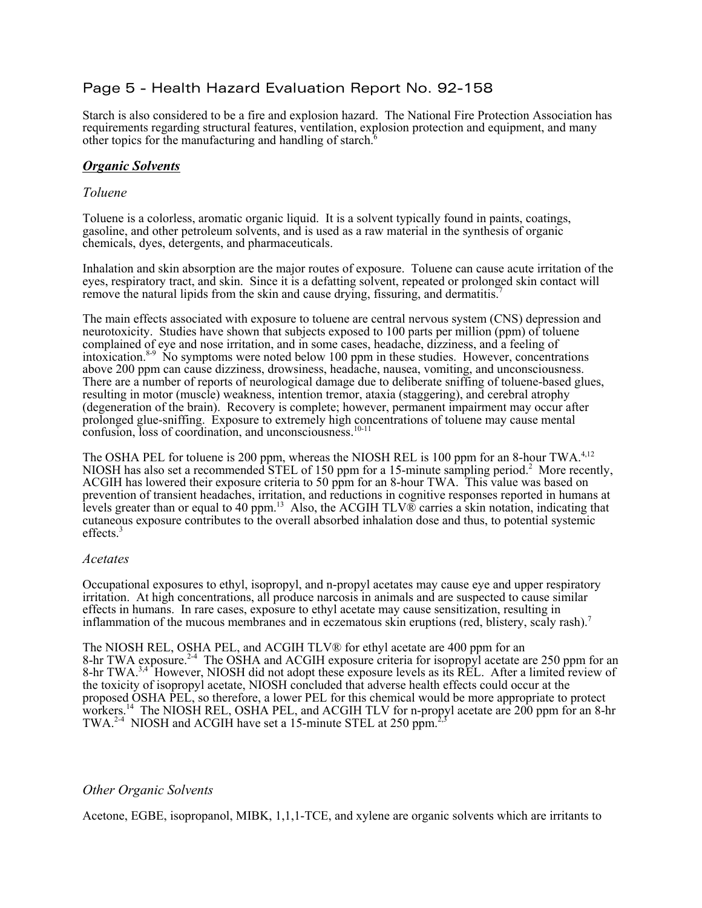Starch is also considered to be a fire and explosion hazard. The National Fire Protection Association has requirements regarding structural features, ventilation, explosion protection and equipment, and many other topics for the manufacturing and handling of starch.[6]

## ***Organic Solvents***

### *Toluene*

Toluene is a colorless, aromatic organic liquid. It is a solvent typically found in paints, coatings, gasoline, and other petroleum solvents, and is used as a raw material in the synthesis of organic chemicals, dyes, detergents, and pharmaceuticals.

Inhalation and skin absorption are the major routes of exposure. Toluene can cause acute irritation of the eyes, respiratory tract, and skin. Since it is a defatting solvent, repeated or prolonged skin contact will remove the natural lipids from the skin and cause drying, fissuring, and dermatitis.[7]

The main effects associated with exposure to toluene are central nervous system (CNS) depression and neurotoxicity. Studies have shown that subjects exposed to 100 parts per million (ppm) of toluene complained of eye and nose irritation, and in some cases, headache, dizziness, and a feeling of intoxication.[8-9] No symptoms were noted below 100 ppm in these studies. However, concentrations above 200 ppm can cause dizziness, drowsiness, headache, nausea, vomiting, and unconsciousness. There are a number of reports of neurological damage due to deliberate sniffing of toluene-based glues, resulting in motor (muscle) weakness, intention tremor, ataxia (staggering), and cerebral atrophy (degeneration of the brain). Recovery is complete; however, permanent impairment may occur after prolonged glue-sniffing. Exposure to extremely high concentrations of toluene may cause mental confusion, loss of coordination, and unconsciousness.[10-11]

The OSHA PEL for toluene is 200 ppm, whereas the NIOSH REL is 100 ppm for an 8-hour TWA.[4,12] NIOSH has also set a recommended STEL of 150 ppm for a 15-minute sampling period.[2] More recently, ACGIH has lowered their exposure criteria to 50 ppm for an 8-hour TWA. This value was based on prevention of transient headaches, irritation, and reductions in cognitive responses reported in humans at levels greater than or equal to 40 ppm.[13] Also, the ACGIH TLV® carries a skin notation, indicating that cutaneous exposure contributes to the overall absorbed inhalation dose and thus, to potential systemic effects.[3]

### *Acetates*

Occupational exposures to ethyl, isopropyl, and n-propyl acetates may cause eye and upper respiratory irritation. At high concentrations, all produce narcosis in animals and are suspected to cause similar effects in humans. In rare cases, exposure to ethyl acetate may cause sensitization, resulting in inflammation of the mucous membranes and in eczematous skin eruptions (red, blistery, scaly rash).[7]

The NIOSH REL, OSHA PEL, and ACGIH TLV® for ethyl acetate are 400 ppm for an 8-hr TWA exposure.[2-4] The OSHA and ACGIH exposure criteria for isopropyl acetate are 250 ppm for an 8-hr TWA.[3,4] However, NIOSH did not adopt these exposure levels as its REL. After a limited review of the toxicity of isopropyl acetate, NIOSH concluded that adverse health effects could occur at the proposed OSHA PEL, so therefore, a lower PEL for this chemical would be more appropriate to protect workers.[14] The NIOSH REL, OSHA PEL, and ACGIH TLV for n-propyl acetate are 200 ppm for an 8-hr TWA.[2-4] NIOSH and ACGIH have set a 15-minute STEL at 250 ppm.[2,3]

### *Other Organic Solvents*

Acetone, EGBE, isopropanol, MIBK, 1,1,1-TCE, and xylene are organic solvents which are irritants to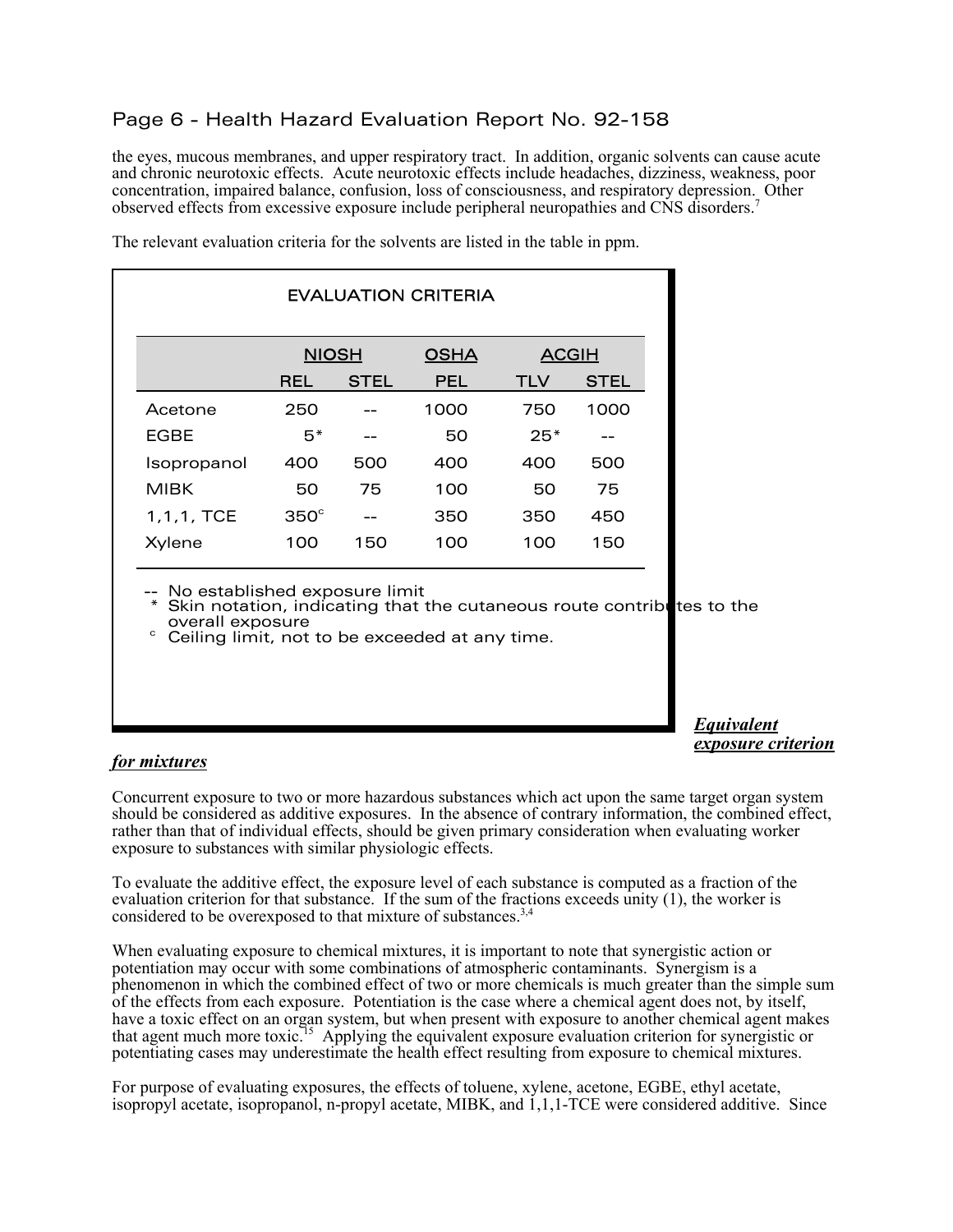the eyes, mucous membranes, and upper respiratory tract. In addition, organic solvents can cause acute and chronic neurotoxic effects. Acute neurotoxic effects include headaches, dizziness, weakness, poor concentration, impaired balance, confusion, loss of consciousness, and respiratory depression. Other observed effects from excessive exposure include peripheral neuropathies and CNS disorders.[7]

The relevant evaluation criteria for the solvents are listed in the table in ppm.

**EVALUATION CRITERIA**

| | NIOSH | | OSHA | ACGIH | |
|---|---|---|---|---|---|
| | REL | STEL | PEL | TLV | STEL |
| Acetone | 250 | -- | 1000 | 750 | 1000 |
| EGBE | 5* | -- | 50 | 25* | -- |
| Isopropanol | 400 | 500 | 400 | 400 | 500 |
| MIBK | 50 | 75 | 100 | 50 | 75 |
| 1,1,1, TCE | 350[c] | -- | 350 | 350 | 450 |
| Xylene | 100 | 150 | 100 | 100 | 150 |

-- No established exposure limit
\* Skin notation, indicating that the cutaneous route contributes to the overall exposure
[c] Ceiling limit, not to be exceeded at any time.

***Equivalent exposure criterion for mixtures***

Concurrent exposure to two or more hazardous substances which act upon the same target organ system should be considered as additive exposures. In the absence of contrary information, the combined effect, rather than that of individual effects, should be given primary consideration when evaluating worker exposure to substances with similar physiologic effects.

To evaluate the additive effect, the exposure level of each substance is computed as a fraction of the evaluation criterion for that substance. If the sum of the fractions exceeds unity (1), the worker is considered to be overexposed to that mixture of substances.[3,4]

When evaluating exposure to chemical mixtures, it is important to note that synergistic action or potentiation may occur with some combinations of atmospheric contaminants. Synergism is a phenomenon in which the combined effect of two or more chemicals is much greater than the simple sum of the effects from each exposure. Potentiation is the case where a chemical agent does not, by itself, have a toxic effect on an organ system, but when present with exposure to another chemical agent makes that agent much more toxic.[15] Applying the equivalent exposure evaluation criterion for synergistic or potentiating cases may underestimate the health effect resulting from exposure to chemical mixtures.

For purpose of evaluating exposures, the effects of toluene, xylene, acetone, EGBE, ethyl acetate, isopropyl acetate, isopropanol, n-propyl acetate, MIBK, and 1,1,1-TCE were considered additive. Since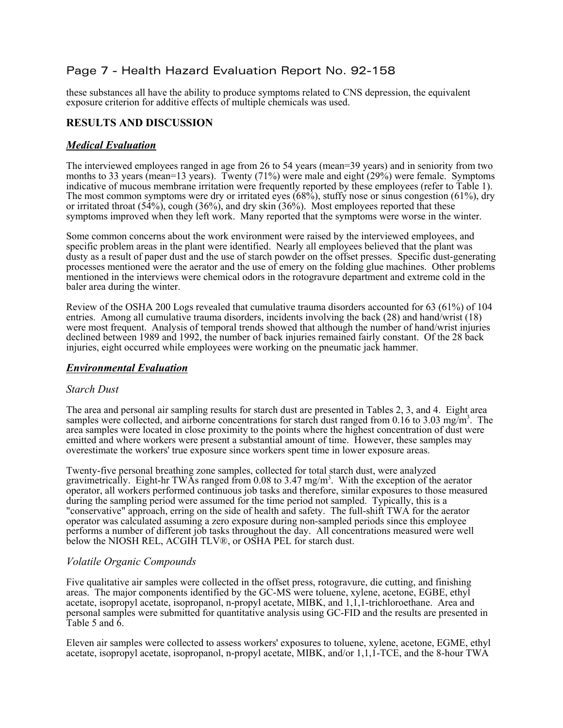these substances all have the ability to produce symptoms related to CNS depression, the equivalent exposure criterion for additive effects of multiple chemicals was used.

## RESULTS AND DISCUSSION

### ***Medical Evaluation***

The interviewed employees ranged in age from 26 to 54 years (mean=39 years) and in seniority from two months to 33 years (mean=13 years). Twenty (71%) were male and eight (29%) were female. Symptoms indicative of mucous membrane irritation were frequently reported by these employees (refer to Table 1). The most common symptoms were dry or irritated eyes (68%), stuffy nose or sinus congestion (61%), dry or irritated throat (54%), cough (36%), and dry skin (36%). Most employees reported that these symptoms improved when they left work. Many reported that the symptoms were worse in the winter.

Some common concerns about the work environment were raised by the interviewed employees, and specific problem areas in the plant were identified. Nearly all employees believed that the plant was dusty as a result of paper dust and the use of starch powder on the offset presses. Specific dust-generating processes mentioned were the aerator and the use of emery on the folding glue machines. Other problems mentioned in the interviews were chemical odors in the rotogravure department and extreme cold in the baler area during the winter.

Review of the OSHA 200 Logs revealed that cumulative trauma disorders accounted for 63 (61%) of 104 entries. Among all cumulative trauma disorders, incidents involving the back (28) and hand/wrist (18) were most frequent. Analysis of temporal trends showed that although the number of hand/wrist injuries declined between 1989 and 1992, the number of back injuries remained fairly constant. Of the 28 back injuries, eight occurred while employees were working on the pneumatic jack hammer.

### ***Environmental Evaluation***

#### *Starch Dust*

The area and personal air sampling results for starch dust are presented in Tables 2, 3, and 4. Eight area samples were collected, and airborne concentrations for starch dust ranged from 0.16 to 3.03 $mg/m^3$. The area samples were located in close proximity to the points where the highest concentration of dust were emitted and where workers were present a substantial amount of time. However, these samples may overestimate the workers' true exposure since workers spent time in lower exposure areas.

Twenty-five personal breathing zone samples, collected for total starch dust, were analyzed gravimetrically. Eight-hr TWAs ranged from 0.08 to 3.47 $mg/m^3$. With the exception of the aerator operator, all workers performed continuous job tasks and therefore, similar exposures to those measured during the sampling period were assumed for the time period not sampled. Typically, this is a "conservative" approach, erring on the side of health and safety. The full-shift TWA for the aerator operator was calculated assuming a zero exposure during non-sampled periods since this employee performs a number of different job tasks throughout the day. All concentrations measured were well below the NIOSH REL, ACGIH TLV®, or OSHA PEL for starch dust.

#### *Volatile Organic Compounds*

Five qualitative air samples were collected in the offset press, rotogravure, die cutting, and finishing areas. The major components identified by the GC-MS were toluene, xylene, acetone, EGBE, ethyl acetate, isopropyl acetate, isopropanol, n-propyl acetate, MIBK, and 1,1,1-trichloroethane. Area and personal samples were submitted for quantitative analysis using GC-FID and the results are presented in Table 5 and 6.

Eleven air samples were collected to assess workers' exposures to toluene, xylene, acetone, EGME, ethyl acetate, isopropyl acetate, isopropanol, n-propyl acetate, MIBK, and/or 1,1,1-TCE, and the 8-hour TWA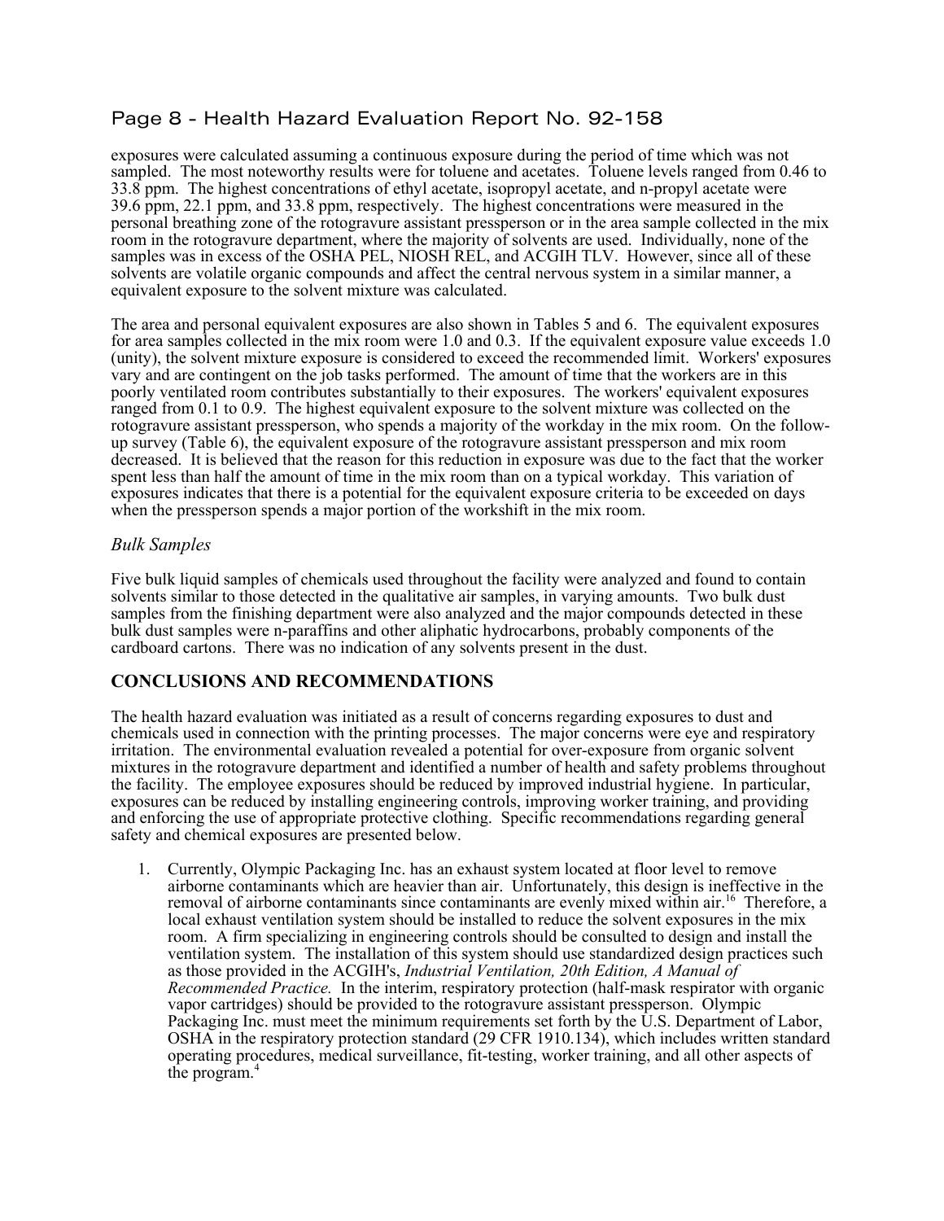exposures were calculated assuming a continuous exposure during the period of time which was not sampled. The most noteworthy results were for toluene and acetates. Toluene levels ranged from 0.46 to 33.8 ppm. The highest concentrations of ethyl acetate, isopropyl acetate, and n-propyl acetate were 39.6 ppm, 22.1 ppm, and 33.8 ppm, respectively. The highest concentrations were measured in the personal breathing zone of the rotogravure assistant pressperson or in the area sample collected in the mix room in the rotogravure department, where the majority of solvents are used. Individually, none of the samples was in excess of the OSHA PEL, NIOSH REL, and ACGIH TLV. However, since all of these solvents are volatile organic compounds and affect the central nervous system in a similar manner, a equivalent exposure to the solvent mixture was calculated.

The area and personal equivalent exposures are also shown in Tables 5 and 6. The equivalent exposures for area samples collected in the mix room were 1.0 and 0.3. If the equivalent exposure value exceeds 1.0 (unity), the solvent mixture exposure is considered to exceed the recommended limit. Workers' exposures vary and are contingent on the job tasks performed. The amount of time that the workers are in this poorly ventilated room contributes substantially to their exposures. The workers' equivalent exposures ranged from 0.1 to 0.9. The highest equivalent exposure to the solvent mixture was collected on the rotogravure assistant pressperson, who spends a majority of the workday in the mix room. On the follow-up survey (Table 6), the equivalent exposure of the rotogravure assistant pressperson and mix room decreased. It is believed that the reason for this reduction in exposure was due to the fact that the worker spent less than half the amount of time in the mix room than on a typical workday. This variation of exposures indicates that there is a potential for the equivalent exposure criteria to be exceeded on days when the pressperson spends a major portion of the workshift in the mix room.

### *Bulk Samples*

Five bulk liquid samples of chemicals used throughout the facility were analyzed and found to contain solvents similar to those detected in the qualitative air samples, in varying amounts. Two bulk dust samples from the finishing department were also analyzed and the major compounds detected in these bulk dust samples were n-paraffins and other aliphatic hydrocarbons, probably components of the cardboard cartons. There was no indication of any solvents present in the dust.

## CONCLUSIONS AND RECOMMENDATIONS

The health hazard evaluation was initiated as a result of concerns regarding exposures to dust and chemicals used in connection with the printing processes. The major concerns were eye and respiratory irritation. The environmental evaluation revealed a potential for over-exposure from organic solvent mixtures in the rotogravure department and identified a number of health and safety problems throughout the facility. The employee exposures should be reduced by improved industrial hygiene. In particular, exposures can be reduced by installing engineering controls, improving worker training, and providing and enforcing the use of appropriate protective clothing. Specific recommendations regarding general safety and chemical exposures are presented below.

1. Currently, Olympic Packaging Inc. has an exhaust system located at floor level to remove airborne contaminants which are heavier than air. Unfortunately, this design is ineffective in the removal of airborne contaminants since contaminants are evenly mixed within air.[16] Therefore, a local exhaust ventilation system should be installed to reduce the solvent exposures in the mix room. A firm specializing in engineering controls should be consulted to design and install the ventilation system. The installation of this system should use standardized design practices such as those provided in the ACGIH's, *Industrial Ventilation, 20th Edition, A Manual of Recommended Practice.* In the interim, respiratory protection (half-mask respirator with organic vapor cartridges) should be provided to the rotogravure assistant pressperson. Olympic Packaging Inc. must meet the minimum requirements set forth by the U.S. Department of Labor, OSHA in the respiratory protection standard (29 CFR 1910.134), which includes written standard operating procedures, medical surveillance, fit-testing, worker training, and all other aspects of the program.[4]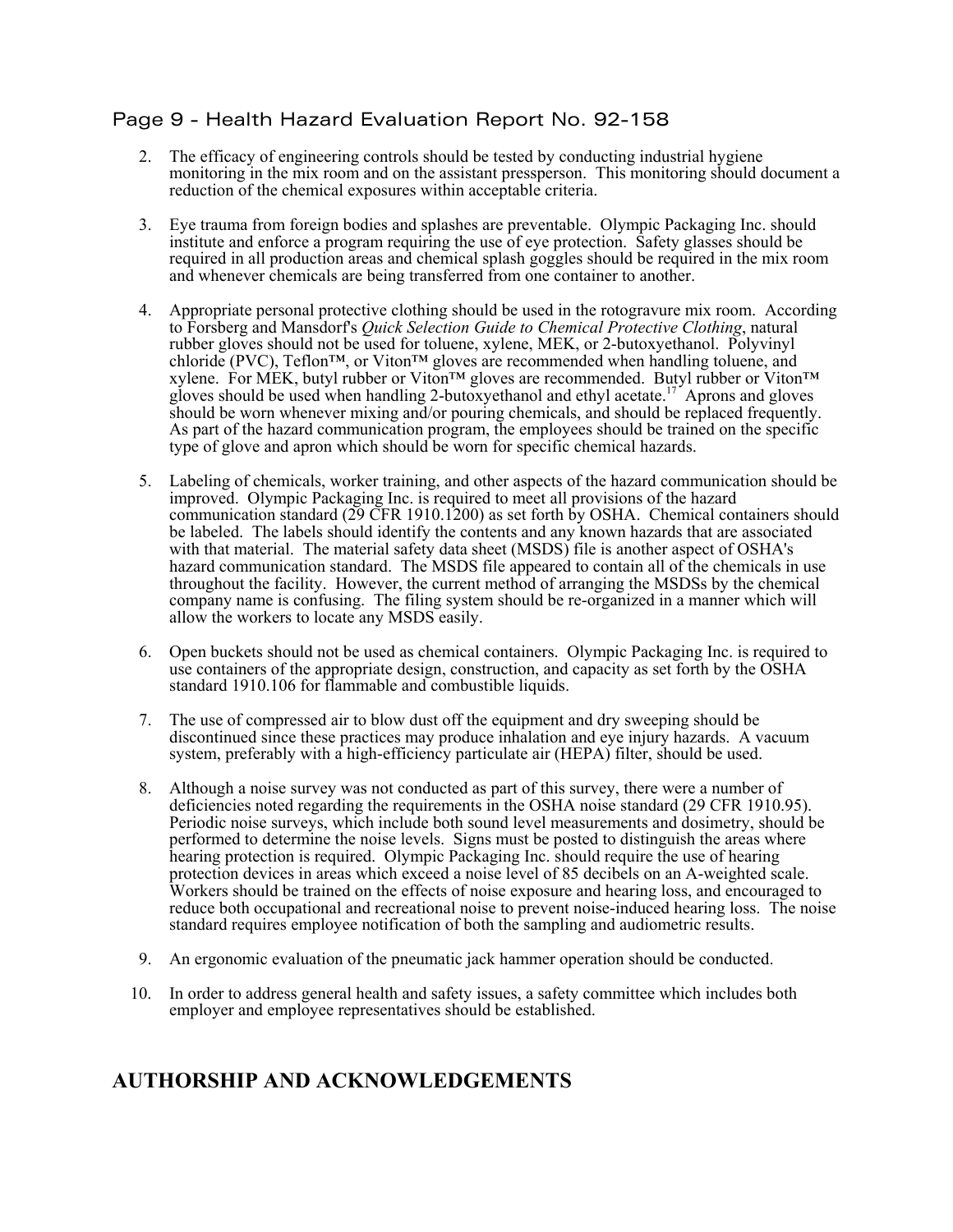2. The efficacy of engineering controls should be tested by conducting industrial hygiene monitoring in the mix room and on the assistant pressperson. This monitoring should document a reduction of the chemical exposures within acceptable criteria.

3. Eye trauma from foreign bodies and splashes are preventable. Olympic Packaging Inc. should institute and enforce a program requiring the use of eye protection. Safety glasses should be required in all production areas and chemical splash goggles should be required in the mix room and whenever chemicals are being transferred from one container to another.

4. Appropriate personal protective clothing should be used in the rotogravure mix room. According to Forsberg and Mansdorf's *Quick Selection Guide to Chemical Protective Clothing*, natural rubber gloves should not be used for toluene, xylene, MEK, or 2-butoxyethanol. Polyvinyl chloride (PVC), Teflon™, or Viton™ gloves are recommended when handling toluene, and xylene. For MEK, butyl rubber or Viton™ gloves are recommended. Butyl rubber or Viton™ gloves should be used when handling 2-butoxyethanol and ethyl acetate.[17] Aprons and gloves should be worn whenever mixing and/or pouring chemicals, and should be replaced frequently. As part of the hazard communication program, the employees should be trained on the specific type of glove and apron which should be worn for specific chemical hazards.

5. Labeling of chemicals, worker training, and other aspects of the hazard communication should be improved. Olympic Packaging Inc. is required to meet all provisions of the hazard communication standard (29 CFR 1910.1200) as set forth by OSHA. Chemical containers should be labeled. The labels should identify the contents and any known hazards that are associated with that material. The material safety data sheet (MSDS) file is another aspect of OSHA's hazard communication standard. The MSDS file appeared to contain all of the chemicals in use throughout the facility. However, the current method of arranging the MSDSs by the chemical company name is confusing. The filing system should be re-organized in a manner which will allow the workers to locate any MSDS easily.

6. Open buckets should not be used as chemical containers. Olympic Packaging Inc. is required to use containers of the appropriate design, construction, and capacity as set forth by the OSHA standard 1910.106 for flammable and combustible liquids.

7. The use of compressed air to blow dust off the equipment and dry sweeping should be discontinued since these practices may produce inhalation and eye injury hazards. A vacuum system, preferably with a high-efficiency particulate air (HEPA) filter, should be used.

8. Although a noise survey was not conducted as part of this survey, there were a number of deficiencies noted regarding the requirements in the OSHA noise standard (29 CFR 1910.95). Periodic noise surveys, which include both sound level measurements and dosimetry, should be performed to determine the noise levels. Signs must be posted to distinguish the areas where hearing protection is required. Olympic Packaging Inc. should require the use of hearing protection devices in areas which exceed a noise level of 85 decibels on an A-weighted scale. Workers should be trained on the effects of noise exposure and hearing loss, and encouraged to reduce both occupational and recreational noise to prevent noise-induced hearing loss. The noise standard requires employee notification of both the sampling and audiometric results.

9. An ergonomic evaluation of the pneumatic jack hammer operation should be conducted.

10. In order to address general health and safety issues, a safety committee which includes both employer and employee representatives should be established.

## AUTHORSHIP AND ACKNOWLEDGEMENTS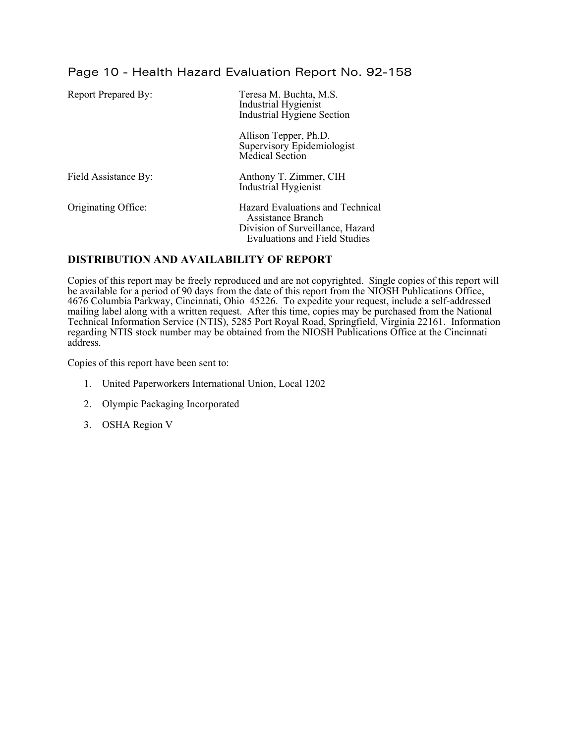| | |
|---|---|
| Report Prepared By: | Teresa M. Buchta, M.S.<br>Industrial Hygienist<br>Industrial Hygiene Section |
| | Allison Tepper, Ph.D.<br>Supervisory Epidemiologist<br>Medical Section |
| Field Assistance By: | Anthony T. Zimmer, CIH<br>Industrial Hygienist |
| Originating Office: | Hazard Evaluations and Technical Assistance Branch<br>Division of Surveillance, Hazard Evaluations and Field Studies |

## DISTRIBUTION AND AVAILABILITY OF REPORT

Copies of this report may be freely reproduced and are not copyrighted. Single copies of this report will be available for a period of 90 days from the date of this report from the NIOSH Publications Office, 4676 Columbia Parkway, Cincinnati, Ohio 45226. To expedite your request, include a self-addressed mailing label along with a written request. After this time, copies may be purchased from the National Technical Information Service (NTIS), 5285 Port Royal Road, Springfield, Virginia 22161. Information regarding NTIS stock number may be obtained from the NIOSH Publications Office at the Cincinnati address.

Copies of this report have been sent to:

1. United Paperworkers International Union, Local 1202
2. Olympic Packaging Incorporated
3. OSHA Region V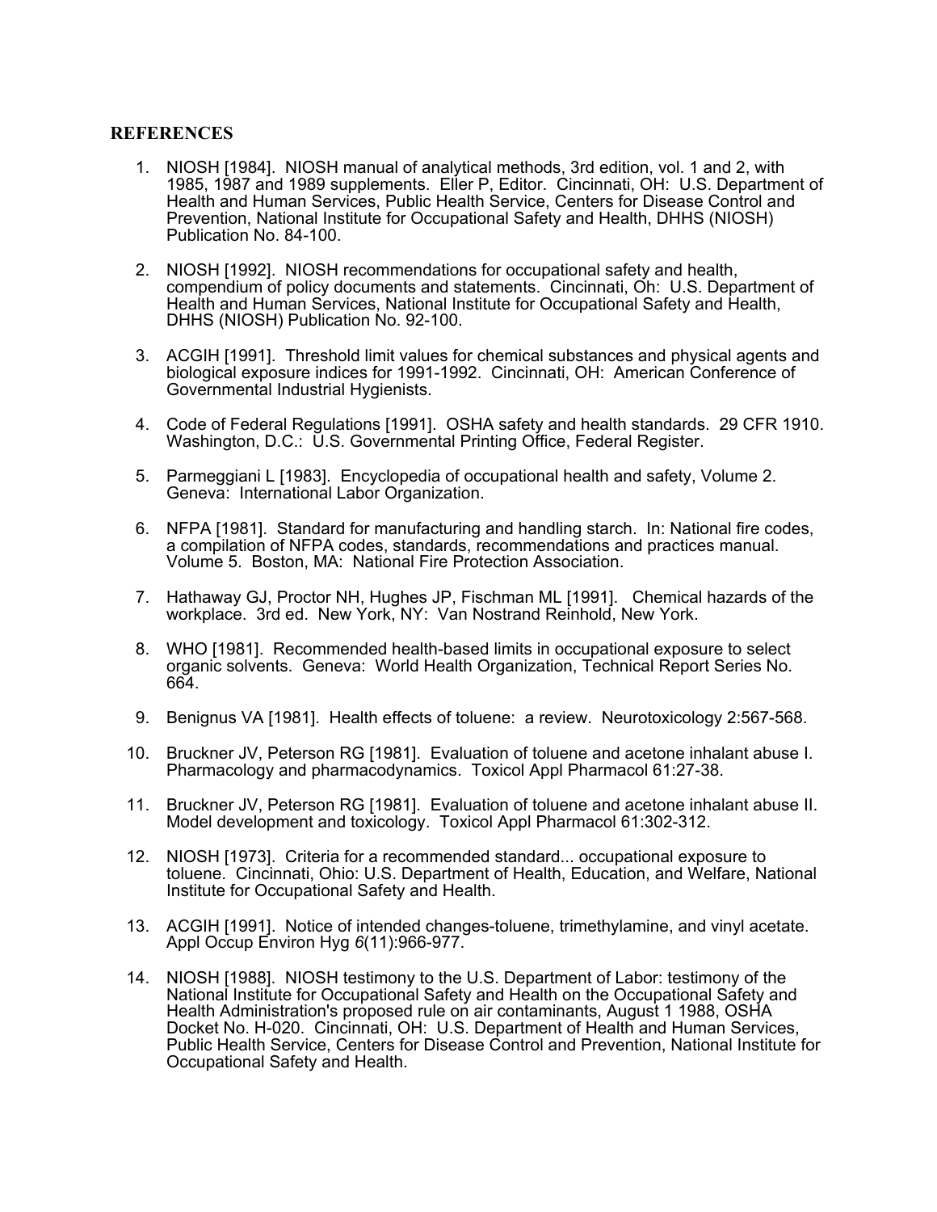## REFERENCES

1. NIOSH [1984]. NIOSH manual of analytical methods, 3rd edition, vol. 1 and 2, with 1985, 1987 and 1989 supplements. Eller P, Editor. Cincinnati, OH: U.S. Department of Health and Human Services, Public Health Service, Centers for Disease Control and Prevention, National Institute for Occupational Safety and Health, DHHS (NIOSH) Publication No. 84-100.

2. NIOSH [1992]. NIOSH recommendations for occupational safety and health, compendium of policy documents and statements. Cincinnati, Oh: U.S. Department of Health and Human Services, National Institute for Occupational Safety and Health, DHHS (NIOSH) Publication No. 92-100.

3. ACGIH [1991]. Threshold limit values for chemical substances and physical agents and biological exposure indices for 1991-1992. Cincinnati, OH: American Conference of Governmental Industrial Hygienists.

4. Code of Federal Regulations [1991]. OSHA safety and health standards. 29 CFR 1910. Washington, D.C.: U.S. Governmental Printing Office, Federal Register.

5. Parmeggiani L [1983]. Encyclopedia of occupational health and safety, Volume 2. Geneva: International Labor Organization.

6. NFPA [1981]. Standard for manufacturing and handling starch. In: National fire codes, a compilation of NFPA codes, standards, recommendations and practices manual. Volume 5. Boston, MA: National Fire Protection Association.

7. Hathaway GJ, Proctor NH, Hughes JP, Fischman ML [1991]. Chemical hazards of the workplace. 3rd ed. New York, NY: Van Nostrand Reinhold, New York.

8. WHO [1981]. Recommended health-based limits in occupational exposure to select organic solvents. Geneva: World Health Organization, Technical Report Series No. 664.

9. Benignus VA [1981]. Health effects of toluene: a review. Neurotoxicology 2:567-568.

10. Bruckner JV, Peterson RG [1981]. Evaluation of toluene and acetone inhalant abuse I. Pharmacology and pharmacodynamics. Toxicol Appl Pharmacol 61:27-38.

11. Bruckner JV, Peterson RG [1981]. Evaluation of toluene and acetone inhalant abuse II. Model development and toxicology. Toxicol Appl Pharmacol 61:302-312.

12. NIOSH [1973]. Criteria for a recommended standard... occupational exposure to toluene. Cincinnati, Ohio: U.S. Department of Health, Education, and Welfare, National Institute for Occupational Safety and Health.

13. ACGIH [1991]. Notice of intended changes-toluene, trimethylamine, and vinyl acetate. Appl Occup Environ Hyg *6*(11):966-977.

14. NIOSH [1988]. NIOSH testimony to the U.S. Department of Labor: testimony of the National Institute for Occupational Safety and Health on the Occupational Safety and Health Administration's proposed rule on air contaminants, August 1 1988, OSHA Docket No. H-020. Cincinnati, OH: U.S. Department of Health and Human Services, Public Health Service, Centers for Disease Control and Prevention, National Institute for Occupational Safety and Health.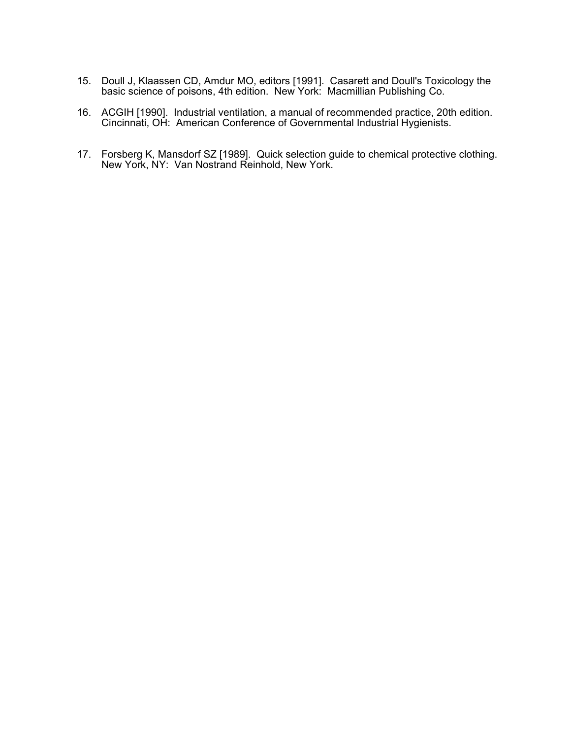15. Doull J, Klaassen CD, Amdur MO, editors [1991]. Casarett and Doull's Toxicology the basic science of poisons, 4th edition. New York: Macmillian Publishing Co.

16. ACGIH [1990]. Industrial ventilation, a manual of recommended practice, 20th edition. Cincinnati, OH: American Conference of Governmental Industrial Hygienists.

17. Forsberg K, Mansdorf SZ [1989]. Quick selection guide to chemical protective clothing. New York, NY: Van Nostrand Reinhold, New York.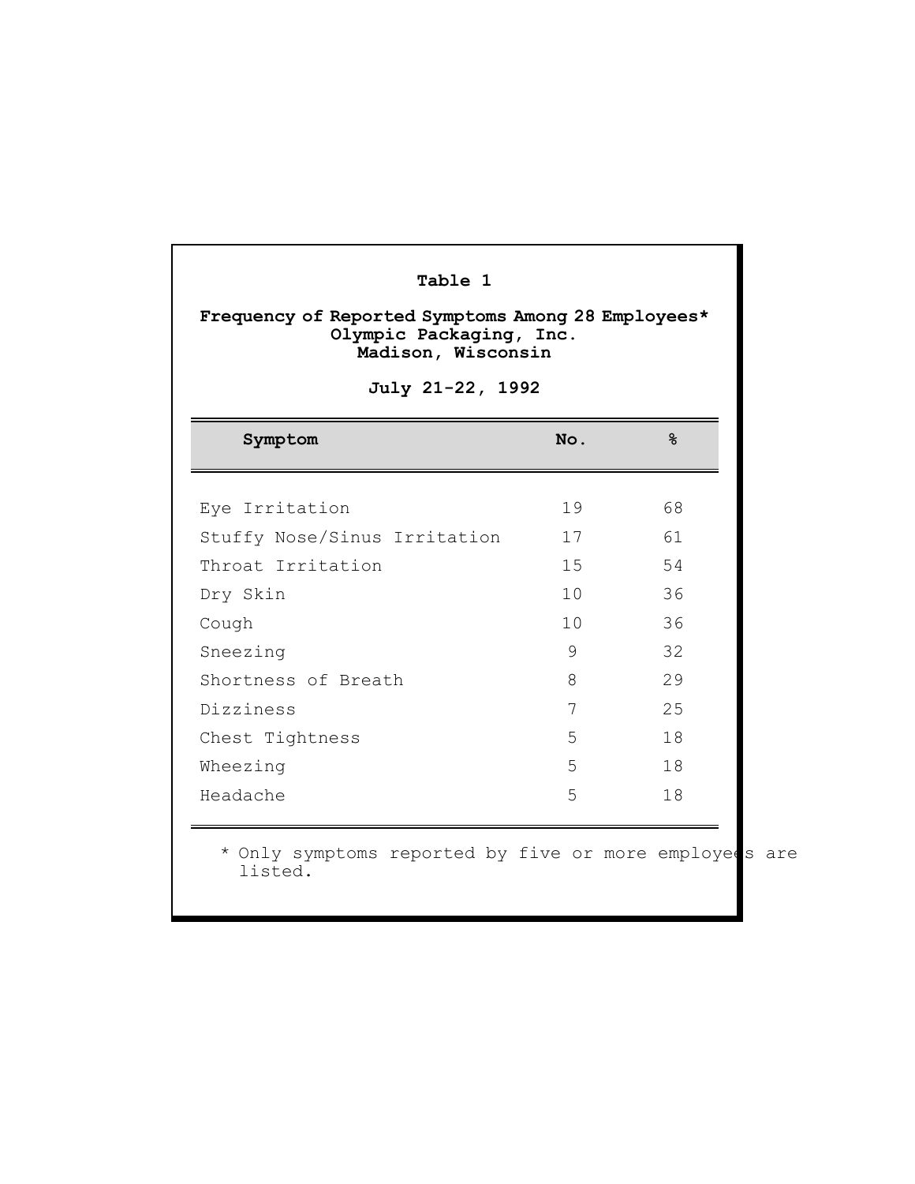**Table 1**

**Frequency of Reported Symptoms Among 28 Employees***
**Olympic Packaging, Inc.**
**Madison, Wisconsin**

**July 21-22, 1992**

| Symptom | No. | % |
|---|---|---|
| Eye Irritation | 19 | 68 |
| Stuffy Nose/Sinus Irritation | 17 | 61 |
| Throat Irritation | 15 | 54 |
| Dry Skin | 10 | 36 |
| Cough | 10 | 36 |
| Sneezing | 9 | 32 |
| Shortness of Breath | 8 | 29 |
| Dizziness | 7 | 25 |
| Chest Tightness | 5 | 18 |
| Wheezing | 5 | 18 |
| Headache | 5 | 18 |

\* Only symptoms reported by five or more employees are listed.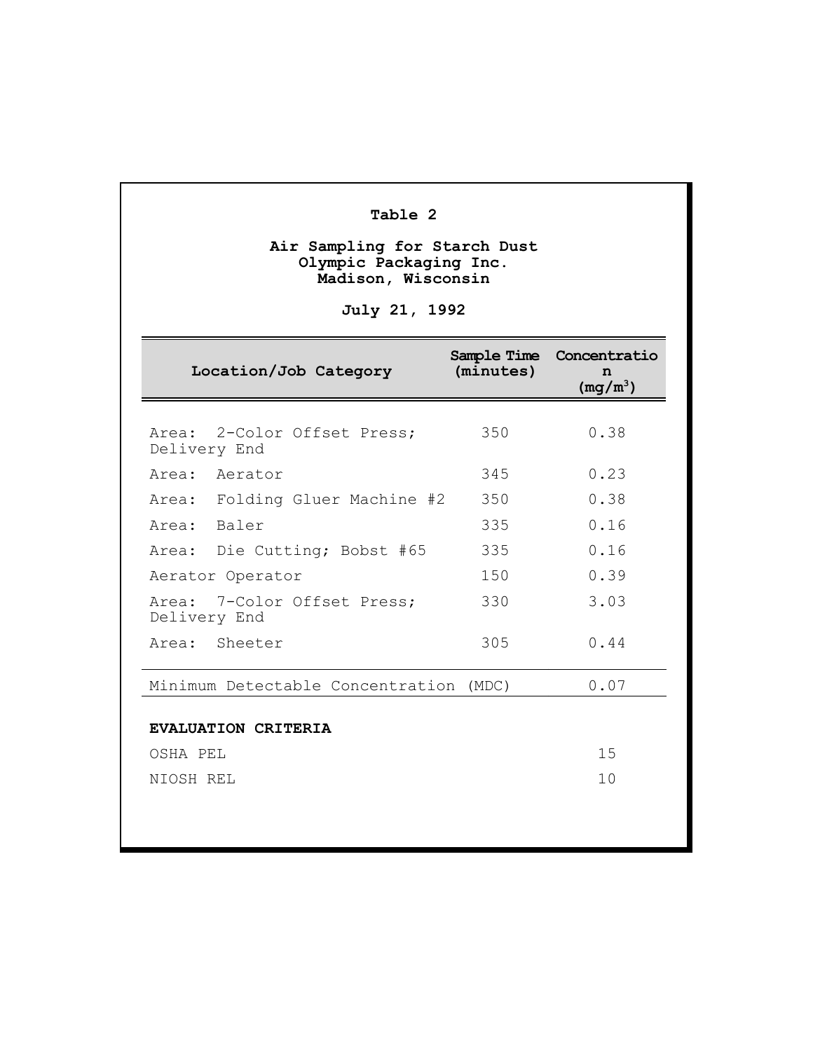**Table 2**

**Air Sampling for Starch Dust**
**Olympic Packaging Inc.**
**Madison, Wisconsin**

**July 21, 1992**

| Location/Job Category | Sample Time (minutes) | Concentration ($mg/m^3$) |
|---|---|---|
| Area: 2-Color Offset Press; Delivery End | 350 | 0.38 |
| Area: Aerator | 345 | 0.23 |
| Area: Folding Gluer Machine #2 | 350 | 0.38 |
| Area: Baler | 335 | 0.16 |
| Area: Die Cutting; Bobst #65 | 335 | 0.16 |
| Aerator Operator | 150 | 0.39 |
| Area: 7-Color Offset Press; Delivery End | 330 | 3.03 |
| Area: Sheeter | 305 | 0.44 |
| Minimum Detectable Concentration (MDC) | | 0.07 |
| **EVALUATION CRITERIA** | | |
| OSHA PEL | | 15 |
| NIOSH REL | | 10 |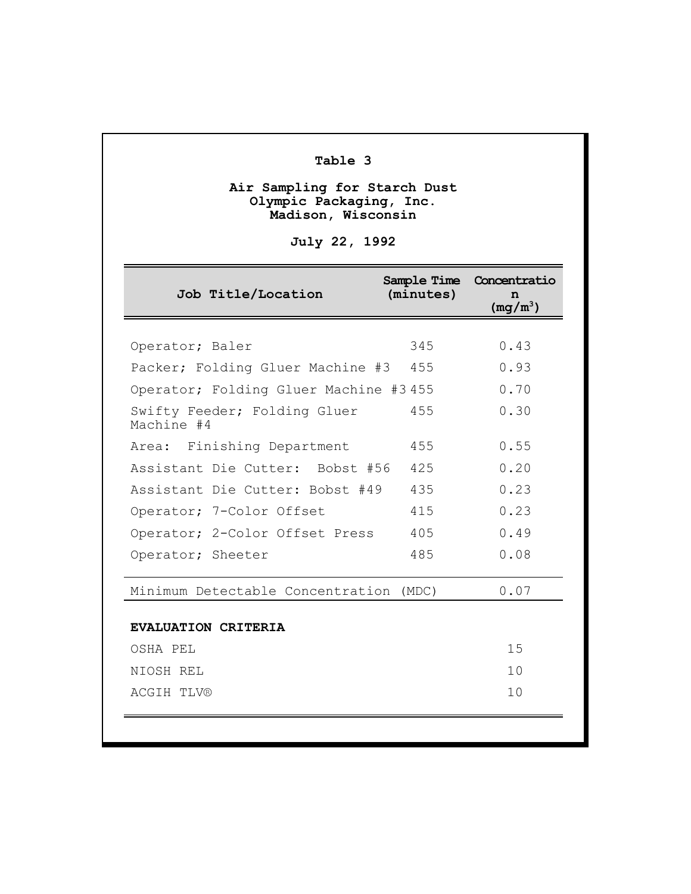**Table 3**

**Air Sampling for Starch Dust**
**Olympic Packaging, Inc.**
**Madison, Wisconsin**

**July 22, 1992**

| Job Title/Location | Sample Time (minutes) | Concentration ($mg/m^3$) |
|---|---|---|
| Operator; Baler | 345 | 0.43 |
| Packer; Folding Gluer Machine #3 | 455 | 0.93 |
| Operator; Folding Gluer Machine #3 | 455 | 0.70 |
| Swifty Feeder; Folding Gluer Machine #4 | 455 | 0.30 |
| Area: Finishing Department | 455 | 0.55 |
| Assistant Die Cutter: Bobst #56 | 425 | 0.20 |
| Assistant Die Cutter: Bobst #49 | 435 | 0.23 |
| Operator; 7-Color Offset | 415 | 0.23 |
| Operator; 2-Color Offset Press | 405 | 0.49 |
| Operator; Sheeter | 485 | 0.08 |
| Minimum Detectable Concentration (MDC) | | 0.07 |
| **EVALUATION CRITERIA** | | |
| OSHA PEL | | 15 |
| NIOSH REL | | 10 |
| ACGIH TLV® | | 10 |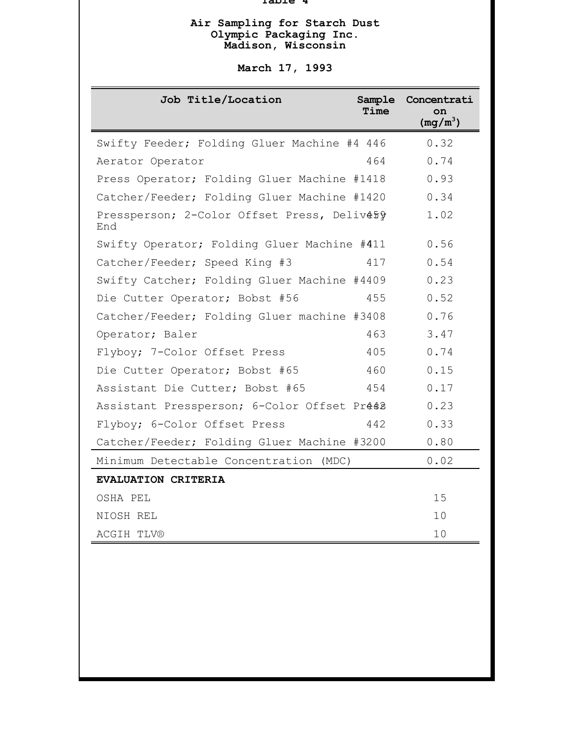**Table 4**

**Air Sampling for Starch Dust**
**Olympic Packaging Inc.**
**Madison, Wisconsin**

**March 17, 1993**

| Job Title/Location | Sample Time | Concentration ($mg/m^3$) |
|---|---|---|
| Swifty Feeder; Folding Gluer Machine #4 | 446 | 0.32 |
| Aerator Operator | 464 | 0.74 |
| Press Operator; Folding Gluer Machine #1 | 418 | 0.93 |
| Catcher/Feeder; Folding Gluer Machine #1 | 420 | 0.34 |
| Pressperson; 2-Color Offset Press, Delivery End | 459 | 1.02 |
| Swifty Operator; Folding Gluer Machine #4 | 411 | 0.56 |
| Catcher/Feeder; Speed King #3 | 417 | 0.54 |
| Swifty Catcher; Folding Gluer Machine #4 | 409 | 0.23 |
| Die Cutter Operator; Bobst #56 | 455 | 0.52 |
| Catcher/Feeder; Folding Gluer machine #3 | 408 | 0.76 |
| Operator; Baler | 463 | 3.47 |
| Flyboy; 7-Color Offset Press | 405 | 0.74 |
| Die Cutter Operator; Bobst #65 | 460 | 0.15 |
| Assistant Die Cutter; Bobst #65 | 454 | 0.17 |
| Assistant Pressperson; 6-Color Offset Press | 442 | 0.23 |
| Flyboy; 6-Color Offset Press | 442 | 0.33 |
| Catcher/Feeder; Folding Gluer Machine #3 | 200 | 0.80 |
| Minimum Detectable Concentration (MDC) | | 0.02 |
| **EVALUATION CRITERIA** | | |
| OSHA PEL | | 15 |
| NIOSH REL | | 10 |
| ACGIH TLV® | | 10 |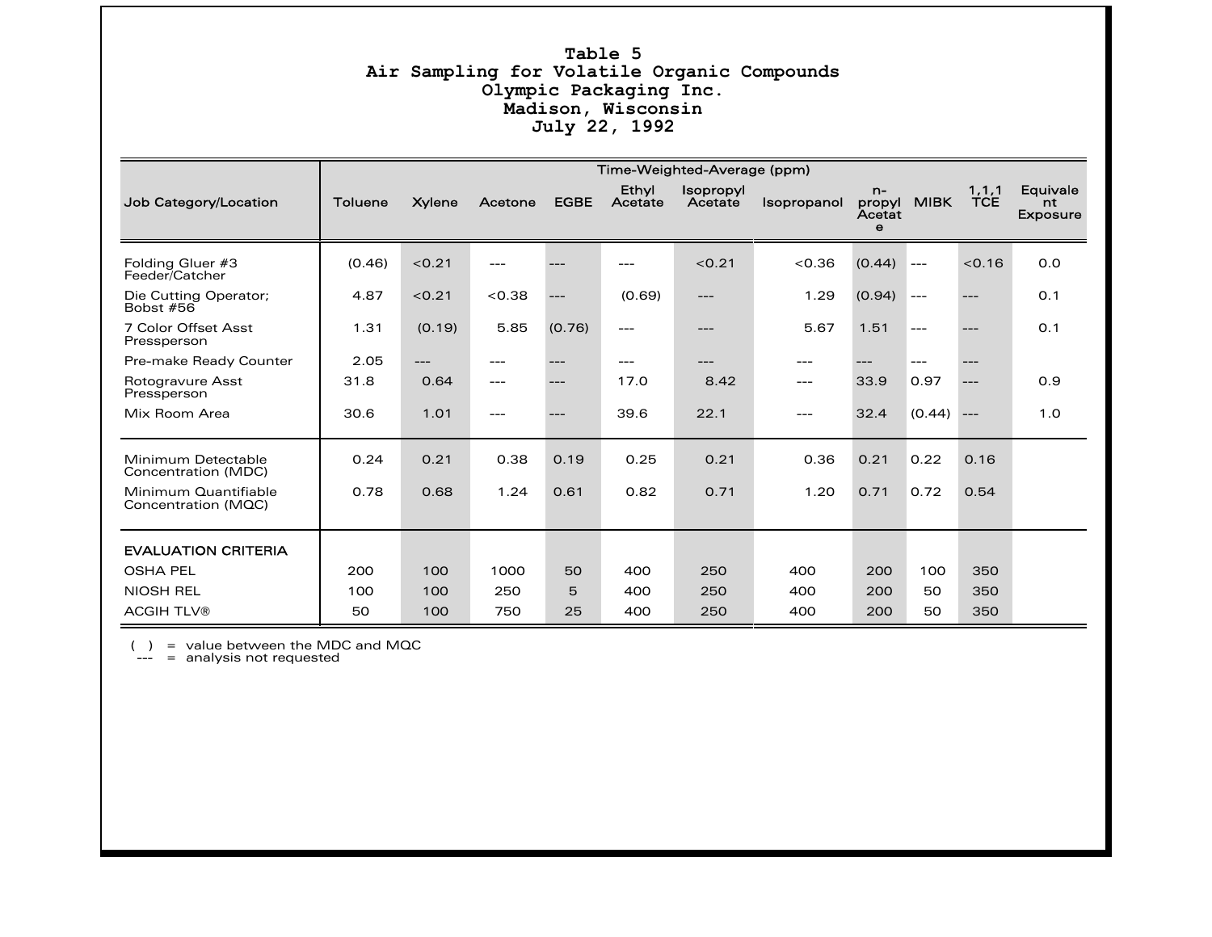# Table 5
## Air Sampling for Volatile Organic Compounds
## Olympic Packaging Inc.
## Madison, Wisconsin
## July 22, 1992

| Job Category/Location | Time-Weighted-Average (ppm) | | | | | | | | | | |
|---|---|---|---|---|---|---|---|---|---|---|---|
| | Toluene | Xylene | Acetone | EGBE | Ethyl Acetate | Isopropyl Acetate | Isopropanol | n-propyl Acetate | MIBK | 1,1,1 TCE | Equivalent Exposure |
| Folding Gluer #3 Feeder/Catcher | (0.46) | <0.21 | --- | --- | --- | <0.21 | <0.36 | (0.44) | --- | <0.16 | 0.0 |
| Die Cutting Operator; Bobst #56 | 4.87 | <0.21 | <0.38 | --- | (0.69) | --- | 1.29 | (0.94) | --- | --- | 0.1 |
| 7 Color Offset Asst Pressperson | 1.31 | (0.19) | 5.85 | (0.76) | --- | --- | 5.67 | 1.51 | --- | --- | 0.1 |
| Pre-make Ready Counter | 2.05 | --- | --- | --- | --- | --- | --- | --- | --- | --- | |
| Rotogravure Asst Pressperson | 31.8 | 0.64 | --- | --- | 17.0 | 8.42 | --- | 33.9 | 0.97 | --- | 0.9 |
| Mix Room Area | 30.6 | 1.01 | --- | --- | 39.6 | 22.1 | --- | 32.4 | (0.44) | --- | 1.0 |
| Minimum Detectable Concentration (MDC) | 0.24 | 0.21 | 0.38 | 0.19 | 0.25 | 0.21 | 0.36 | 0.21 | 0.22 | 0.16 | |
| Minimum Quantifiable Concentration (MQC) | 0.78 | 0.68 | 1.24 | 0.61 | 0.82 | 0.71 | 1.20 | 0.71 | 0.72 | 0.54 | |
| **EVALUATION CRITERIA** | | | | | | | | | | | |
| OSHA PEL | 200 | 100 | 1000 | 50 | 400 | 250 | 400 | 200 | 100 | 350 | |
| NIOSH REL | 100 | 100 | 250 | 5 | 400 | 250 | 400 | 200 | 50 | 350 | |
| ACGIH TLV® | 50 | 100 | 750 | 25 | 400 | 250 | 400 | 200 | 50 | 350 | |

( ) = value between the MDC and MQC
--- = analysis not requested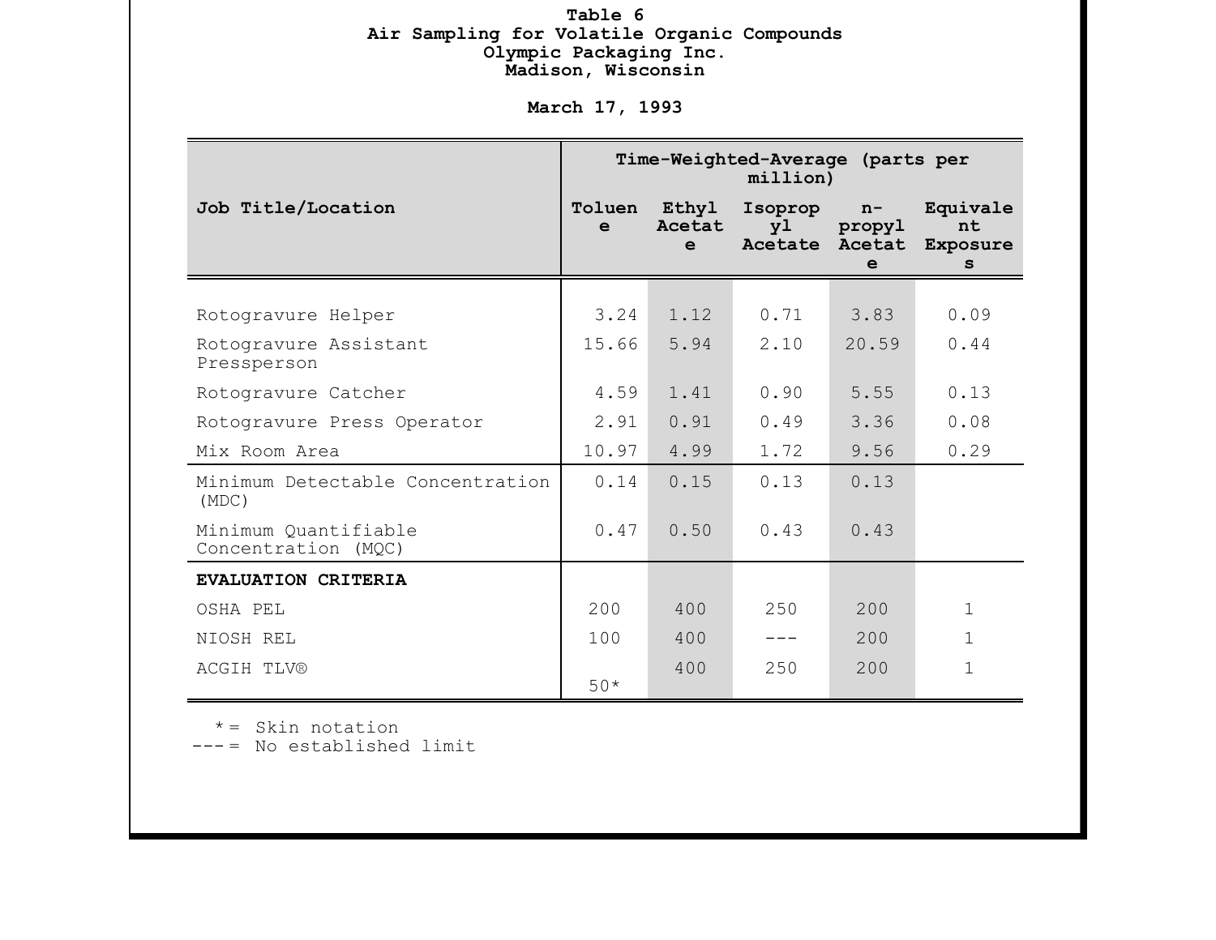**Table 6**
**Air Sampling for Volatile Organic Compounds**
**Olympic Packaging Inc.**
**Madison, Wisconsin**

**March 17, 1993**

| Job Title/Location | Time-Weighted-Average (parts per million) | | | | |
|---|---|---|---|---|---|
| | Toluene | Ethyl Acetate | Isopropyl Acetate | n-propyl Acetate | Equivalent Exposures |
| Rotogravure Helper | 3.24 | 1.12 | 0.71 | 3.83 | 0.09 |
| Rotogravure Assistant Pressperson | 15.66 | 5.94 | 2.10 | 20.59 | 0.44 |
| Rotogravure Catcher | 4.59 | 1.41 | 0.90 | 5.55 | 0.13 |
| Rotogravure Press Operator | 2.91 | 0.91 | 0.49 | 3.36 | 0.08 |
| Mix Room Area | 10.97 | 4.99 | 1.72 | 9.56 | 0.29 |
| Minimum Detectable Concentration (MDC) | 0.14 | 0.15 | 0.13 | 0.13 | |
| Minimum Quantifiable Concentration (MQC) | 0.47 | 0.50 | 0.43 | 0.43 | |
| **EVALUATION CRITERIA** | | | | | |
| OSHA PEL | 200 | 400 | 250 | 200 | 1 |
| NIOSH REL | 100 | 400 | --- | 200 | 1 |
| ACGIH TLV® | 50* | 400 | 250 | 200 | 1 |

\* = Skin notation
--- = No established limit